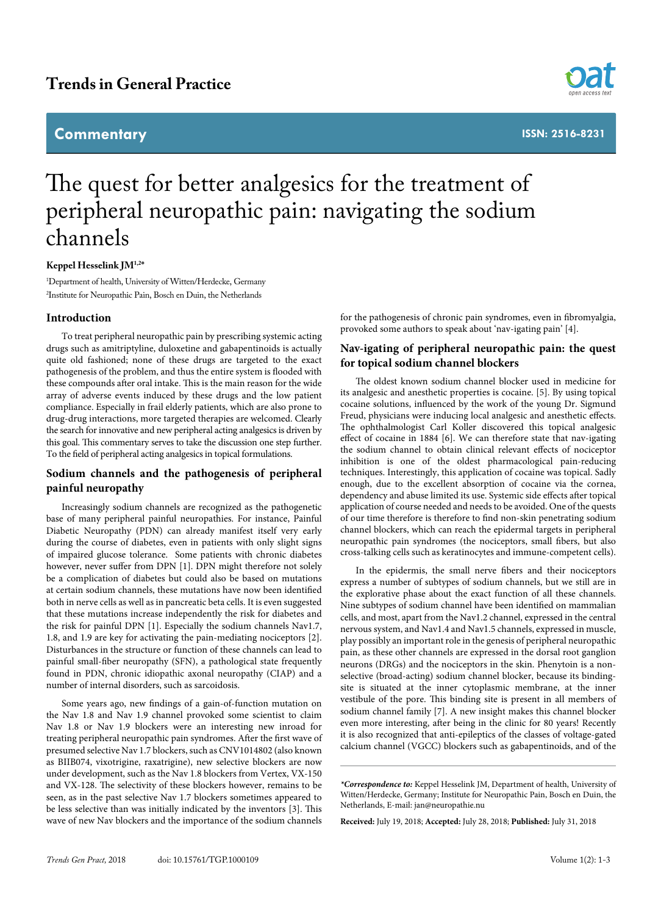# The quest for better analgesics for the treatment of peripheral neuropathic pain: navigating the sodium channels

**Keppel Hesselink JM[1,2*]**

[1]Department of health, University of Witten/Herdecke, Germany

[2]Institute for Neuropathic Pain, Bosch en Duin, the Netherlands

## Introduction

To treat peripheral neuropathic pain by prescribing systemic acting drugs such as amitriptyline, duloxetine and gabapentinoids is actually quite old fashioned; none of these drugs are targeted to the exact pathogenesis of the problem, and thus the entire system is flooded with these compounds after oral intake. This is the main reason for the wide array of adverse events induced by these drugs and the low patient compliance. Especially in frail elderly patients, which are also prone to drug-drug interactions, more targeted therapies are welcomed. Clearly the search for innovative and new peripheral acting analgesics is driven by this goal. This commentary serves to take the discussion one step further. To the field of peripheral acting analgesics in topical formulations.

## Sodium channels and the pathogenesis of peripheral painful neuropathy

Increasingly sodium channels are recognized as the pathogenetic base of many peripheral painful neuropathies. For instance, Painful Diabetic Neuropathy (PDN) can already manifest itself very early during the course of diabetes, even in patients with only slight signs of impaired glucose tolerance. Some patients with chronic diabetes however, never suffer from DPN [1]. DPN might therefore not solely be a complication of diabetes but could also be based on mutations at certain sodium channels, these mutations have now been identified both in nerve cells as well as in pancreatic beta cells. It is even suggested that these mutations increase independently the risk for diabetes and the risk for painful DPN [1]. Especially the sodium channels Nav1.7, 1.8, and 1.9 are key for activating the pain-mediating nociceptors [2]. Disturbances in the structure or function of these channels can lead to painful small-fiber neuropathy (SFN), a pathological state frequently found in PDN, chronic idiopathic axonal neuropathy (CIAP) and a number of internal disorders, such as sarcoidosis.

Some years ago, new findings of a gain-of-function mutation on the Nav 1.8 and Nav 1.9 channel provoked some scientist to claim Nav 1.8 or Nav 1.9 blockers were an interesting new inroad for treating peripheral neuropathic pain syndromes. After the first wave of presumed selective Nav 1.7 blockers, such as CNV1014802 (also known as BIIB074, vixotrigine, raxatrigine), new selective blockers are now under development, such as the Nav 1.8 blockers from Vertex, VX-150 and VX-128. The selectivity of these blockers however, remains to be seen, as in the past selective Nav 1.7 blockers sometimes appeared to be less selective than was initially indicated by the inventors [3]. This wave of new Nav blockers and the importance of the sodium channels for the pathogenesis of chronic pain syndromes, even in fibromyalgia, provoked some authors to speak about 'nav-igating pain' [4].

## Nav-igating of peripheral neuropathic pain: the quest for topical sodium channel blockers

The oldest known sodium channel blocker used in medicine for its analgesic and anesthetic properties is cocaine. [5]. By using topical cocaine solutions, influenced by the work of the young Dr. Sigmund Freud, physicians were inducing local analgesic and anesthetic effects. The ophthalmologist Carl Koller discovered this topical analgesic effect of cocaine in 1884 [6]. We can therefore state that nav-igating the sodium channel to obtain clinical relevant effects of nociceptor inhibition is one of the oldest pharmacological pain-reducing techniques. Interestingly, this application of cocaine was topical. Sadly enough, due to the excellent absorption of cocaine via the cornea, dependency and abuse limited its use. Systemic side effects after topical application of course needed and needs to be avoided. One of the quests of our time therefore is therefore to find non-skin penetrating sodium channel blockers, which can reach the epidermal targets in peripheral neuropathic pain syndromes (the nociceptors, small fibers, but also cross-talking cells such as keratinocytes and immune-competent cells).

In the epidermis, the small nerve fibers and their nociceptors express a number of subtypes of sodium channels, but we still are in the explorative phase about the exact function of all these channels. Nine subtypes of sodium channel have been identified on mammalian cells, and most, apart from the Nav1.2 channel, expressed in the central nervous system, and Nav1.4 and Nav1.5 channels, expressed in muscle, play possibly an important role in the genesis of peripheral neuropathic pain, as these other channels are expressed in the dorsal root ganglion neurons (DRGs) and the nociceptors in the skin. Phenytoin is a non-selective (broad-acting) sodium channel blocker, because its binding-site is situated at the inner cytoplasmic membrane, at the inner vestibule of the pore. This binding site is present in all members of sodium channel family [7]. A new insight makes this channel blocker even more interesting, after being in the clinic for 80 years! Recently it is also recognized that anti-epileptics of the classes of voltage-gated calcium channel (VGCC) blockers such as gabapentinoids, and of the

***Correspondence to:** Keppel Hesselink JM, Department of health, University of Witten/Herdecke, Germany; Institute for Neuropathic Pain, Bosch en Duin, the Netherlands, E-mail: jan@neuropathie.nu

**Received:** July 19, 2018; **Accepted:** July 28, 2018; **Published:** July 31, 2018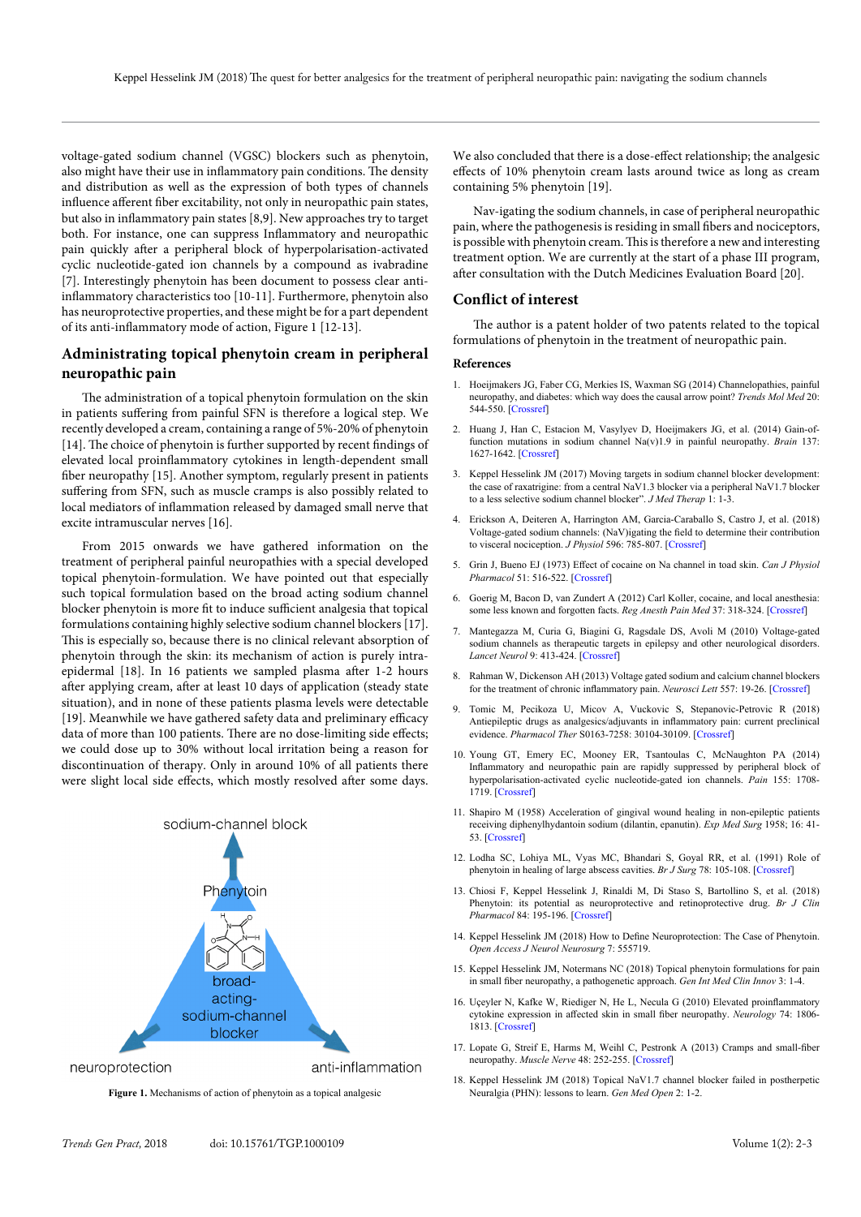voltage-gated sodium channel (VGSC) blockers such as phenytoin, also might have their use in inflammatory pain conditions. The density and distribution as well as the expression of both types of channels influence afferent fiber excitability, not only in neuropathic pain states, but also in inflammatory pain states [8,9]. New approaches try to target both. For instance, one can suppress Inflammatory and neuropathic pain quickly after a peripheral block of hyperpolarisation-activated cyclic nucleotide-gated ion channels by a compound as ivabradine [7]. Interestingly phenytoin has been document to possess clear anti-inflammatory characteristics too [10-11]. Furthermore, phenytoin also has neuroprotective properties, and these might be for a part dependent of its anti-inflammatory mode of action, Figure 1 [12-13].

## Administrating topical phenytoin cream in peripheral neuropathic pain

The administration of a topical phenytoin formulation on the skin in patients suffering from painful SFN is therefore a logical step. We recently developed a cream, containing a range of 5%-20% of phenytoin [14]. The choice of phenytoin is further supported by recent findings of elevated local proinflammatory cytokines in length-dependent small fiber neuropathy [15]. Another symptom, regularly present in patients suffering from SFN, such as muscle cramps is also possibly related to local mediators of inflammation released by damaged small nerve that excite intramuscular nerves [16].

From 2015 onwards we have gathered information on the treatment of peripheral painful neuropathies with a special developed topical phenytoin-formulation. We have pointed out that especially such topical formulation based on the broad acting sodium channel blocker phenytoin is more fit to induce sufficient analgesia that topical formulations containing highly selective sodium channel blockers [17]. This is especially so, because there is no clinical relevant absorption of phenytoin through the skin: its mechanism of action is purely intra-epidermal [18]. In 16 patients we sampled plasma after 1-2 hours after applying cream, after at least 10 days of application (steady state situation), and in none of these patients plasma levels were detectable [19]. Meanwhile we have gathered safety data and preliminary efficacy data of more than 100 patients. There are no dose-limiting side effects; we could dose up to 30% without local irritation being a reason for discontinuation of therapy. Only in around 10% of all patients there were slight local side effects, which mostly resolved after some days.

**Figure 1.** Mechanisms of action of phenytoin as a topical analgesic

We also concluded that there is a dose-effect relationship; the analgesic effects of 10% phenytoin cream lasts around twice as long as cream containing 5% phenytoin [19].

Nav-igating the sodium channels, in case of peripheral neuropathic pain, where the pathogenesis is residing in small fibers and nociceptors, is possible with phenytoin cream. This is therefore a new and interesting treatment option. We are currently at the start of a phase III program, after consultation with the Dutch Medicines Evaluation Board [20].

## Conflict of interest

The author is a patent holder of two patents related to the topical formulations of phenytoin in the treatment of neuropathic pain.

### References

1. Hoeijmakers JG, Faber CG, Merkies IS, Waxman SG (2014) Channelopathies, painful neuropathy, and diabetes: which way does the causal arrow point? *Trends Mol Med* 20: 544-550. [Crossref]
2. Huang J, Han C, Estacion M, Vasylyev D, Hoeijmakers JG, et al. (2014) Gain-of-function mutations in sodium channel Na(v)1.9 in painful neuropathy. *Brain* 137: 1627-1642. [Crossref]
3. Keppel Hesselink JM (2017) Moving targets in sodium channel blocker development: the case of raxatrigine: from a central NaV1.3 blocker via a peripheral NaV1.7 blocker to a less selective sodium channel blocker". *J Med Therap* 1: 1-3.
4. Erickson A, Deiteren A, Harrington AM, Garcia-Caraballo S, Castro J, et al. (2018) Voltage-gated sodium channels: (NaV)igating the field to determine their contribution to visceral nociception. *J Physiol* 596: 785-807. [Crossref]
5. Grin J, Bueno EJ (1973) Effect of cocaine on Na channel in toad skin. *Can J Physiol Pharmacol* 51: 516-522. [Crossref]
6. Goerig M, Bacon D, van Zundert A (2012) Carl Koller, cocaine, and local anesthesia: some less known and forgotten facts. *Reg Anesth Pain Med* 37: 318-324. [Crossref]
7. Mantegazza M, Curia G, Biagini G, Ragsdale DS, Avoli M (2010) Voltage-gated sodium channels as therapeutic targets in epilepsy and other neurological disorders. *Lancet Neurol* 9: 413-424. [Crossref]
8. Rahman W, Dickenson AH (2013) Voltage gated sodium and calcium channel blockers for the treatment of chronic inflammatory pain. *Neurosci Lett* 557: 19-26. [Crossref]
9. Tomic M, Pecikoza U, Micov A, Vuckovic S, Stepanovic-Petrovic R (2018) Antiepileptic drugs as analgesics/adjuvants in inflammatory pain: current preclinical evidence. *Pharmacol Ther* S0163-7258: 30104-30109. [Crossref]
10. Young GT, Emery EC, Mooney ER, Tsantoulas C, McNaughton PA (2014) Inflammatory and neuropathic pain are rapidly suppressed by peripheral block of hyperpolarisation-activated cyclic nucleotide-gated ion channels. *Pain* 155: 1708-1719. [Crossref]
11. Shapiro M (1958) Acceleration of gingival wound healing in non-epileptic patients receiving diphenylhydantoin sodium (dilantin, epanutin). *Exp Med Surg* 1958; 16: 41-53. [Crossref]
12. Lodha SC, Lohiya ML, Vyas MC, Bhandari S, Goyal RR, et al. (1991) Role of phenytoin in healing of large abscess cavities. *Br J Surg* 78: 105-108. [Crossref]
13. Chiosi F, Keppel Hesselink J, Rinaldi M, Di Staso S, Bartollino S, et al. (2018) Phenytoin: its potential as neuroprotective and retinoprotective drug. *Br J Clin Pharmacol* 84: 195-196. [Crossref]
14. Keppel Hesselink JM (2018) How to Define Neuroprotection: The Case of Phenytoin. *Open Access J Neurol Neurosurg* 7: 555719.
15. Keppel Hesselink JM, Notermans NC (2018) Topical phenytoin formulations for pain in small fiber neuropathy, a pathogenetic approach. *Gen Int Med Clin Innov* 3: 1-4.
16. Uçeyler N, Kafke W, Riediger N, He L, Necula G (2010) Elevated proinflammatory cytokine expression in affected skin in small fiber neuropathy. *Neurology* 74: 1806-1813. [Crossref]
17. Lopate G, Streif E, Harms M, Weihl C, Pestronk A (2013) Cramps and small-fiber neuropathy. *Muscle Nerve* 48: 252-255. [Crossref]
18. Keppel Hesselink JM (2018) Topical NaV1.7 channel blocker failed in postherpetic Neuralgia (PHN): lessons to learn. *Gen Med Open* 2: 1-2.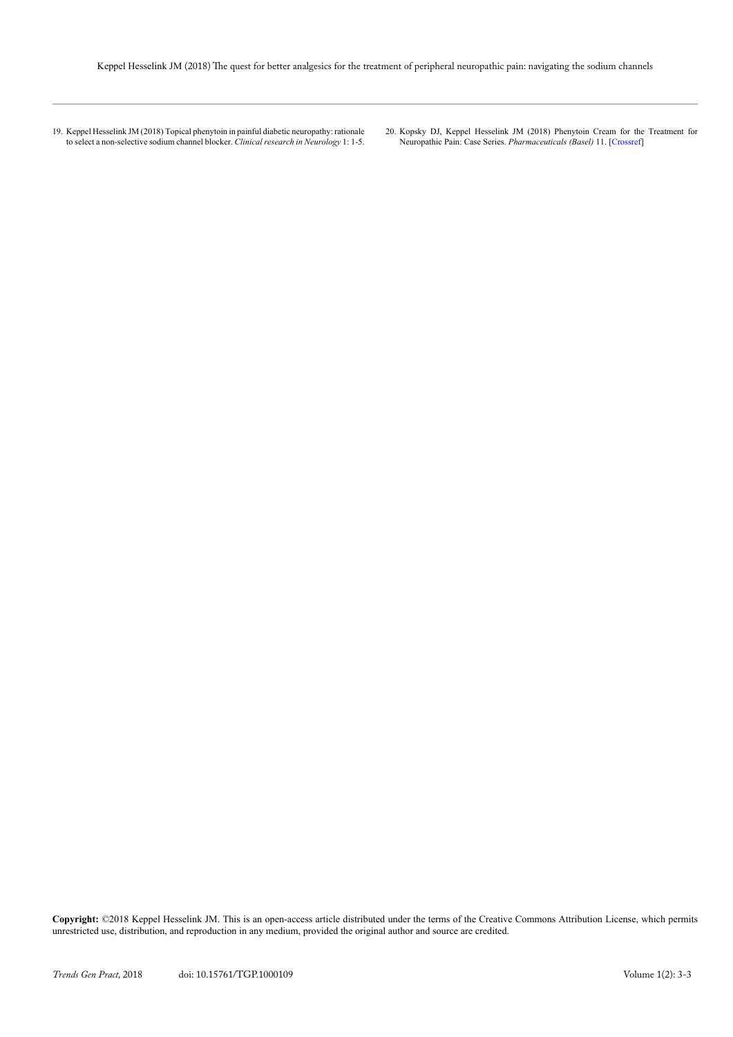19. Keppel Hesselink JM (2018) Topical phenytoin in painful diabetic neuropathy: rationale to select a non-selective sodium channel blocker. *Clinical research in Neurology* 1: 1-5.

20. Kopsky DJ, Keppel Hesselink JM (2018) Phenytoin Cream for the Treatment for Neuropathic Pain: Case Series. *Pharmaceuticals (Basel)* 11. [Crossref]

**Copyright:** ©2018 Keppel Hesselink JM. This is an open-access article distributed under the terms of the Creative Commons Attribution License, which permits unrestricted use, distribution, and reproduction in any medium, provided the original author and source are credited.